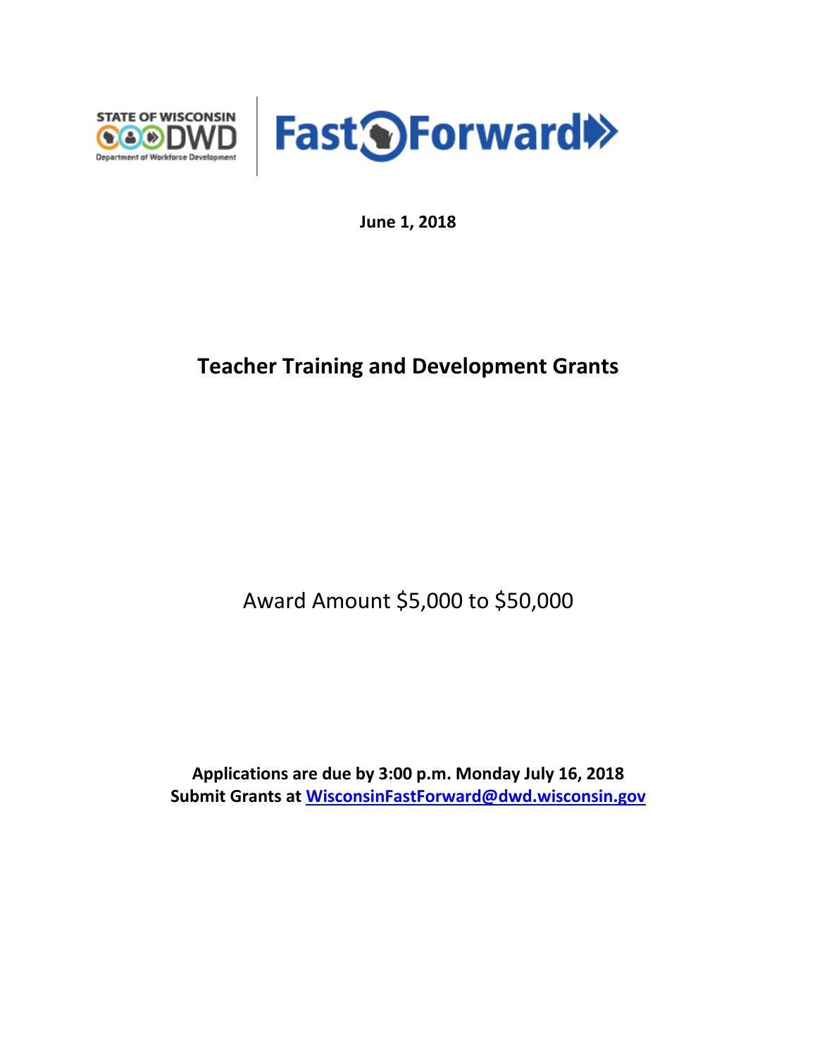STATE OF WISCONSIN DWD Department of Workforce Development | Fast Forward

**June 1, 2018**

# Teacher Training and Development Grants

Award Amount $5,000 to $50,000

**Applications are due by 3:00 p.m. Monday July 16, 2018**
**Submit Grants at [WisconsinFastForward@dwd.wisconsin.gov](mailto:WisconsinFastForward@dwd.wisconsin.gov)**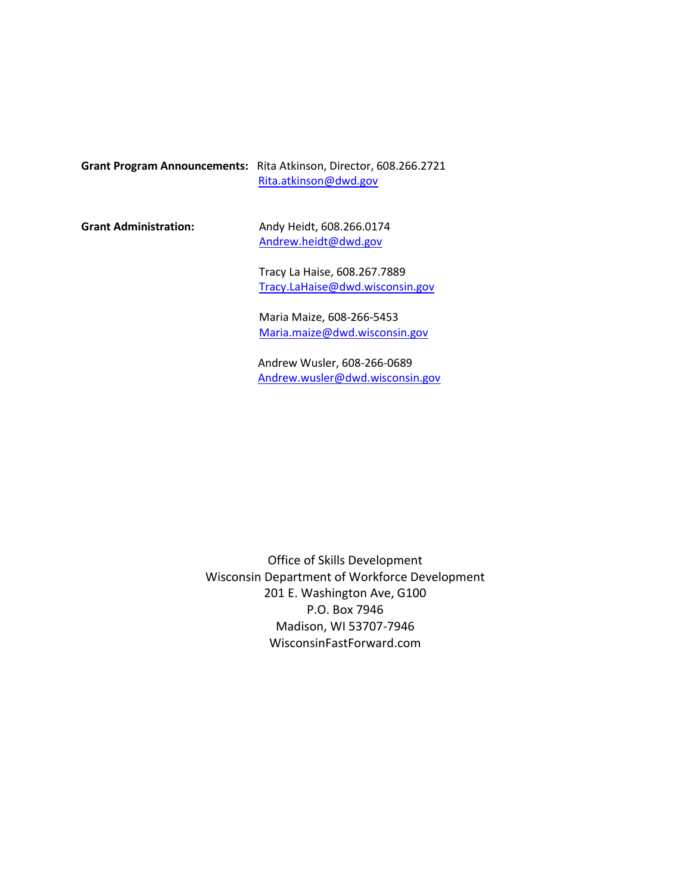**Grant Program Announcements:** Rita Atkinson, Director, 608.266.2721
Rita.atkinson@dwd.gov

**Grant Administration:**

Andy Heidt, 608.266.0174
Andrew.heidt@dwd.gov

Tracy La Haise, 608.267.7889
Tracy.LaHaise@dwd.wisconsin.gov

Maria Maize, 608-266-5453
Maria.maize@dwd.wisconsin.gov

Andrew Wusler, 608-266-0689
Andrew.wusler@dwd.wisconsin.gov

Office of Skills Development
Wisconsin Department of Workforce Development
201 E. Washington Ave, G100
P.O. Box 7946
Madison, WI 53707-7946
WisconsinFastForward.com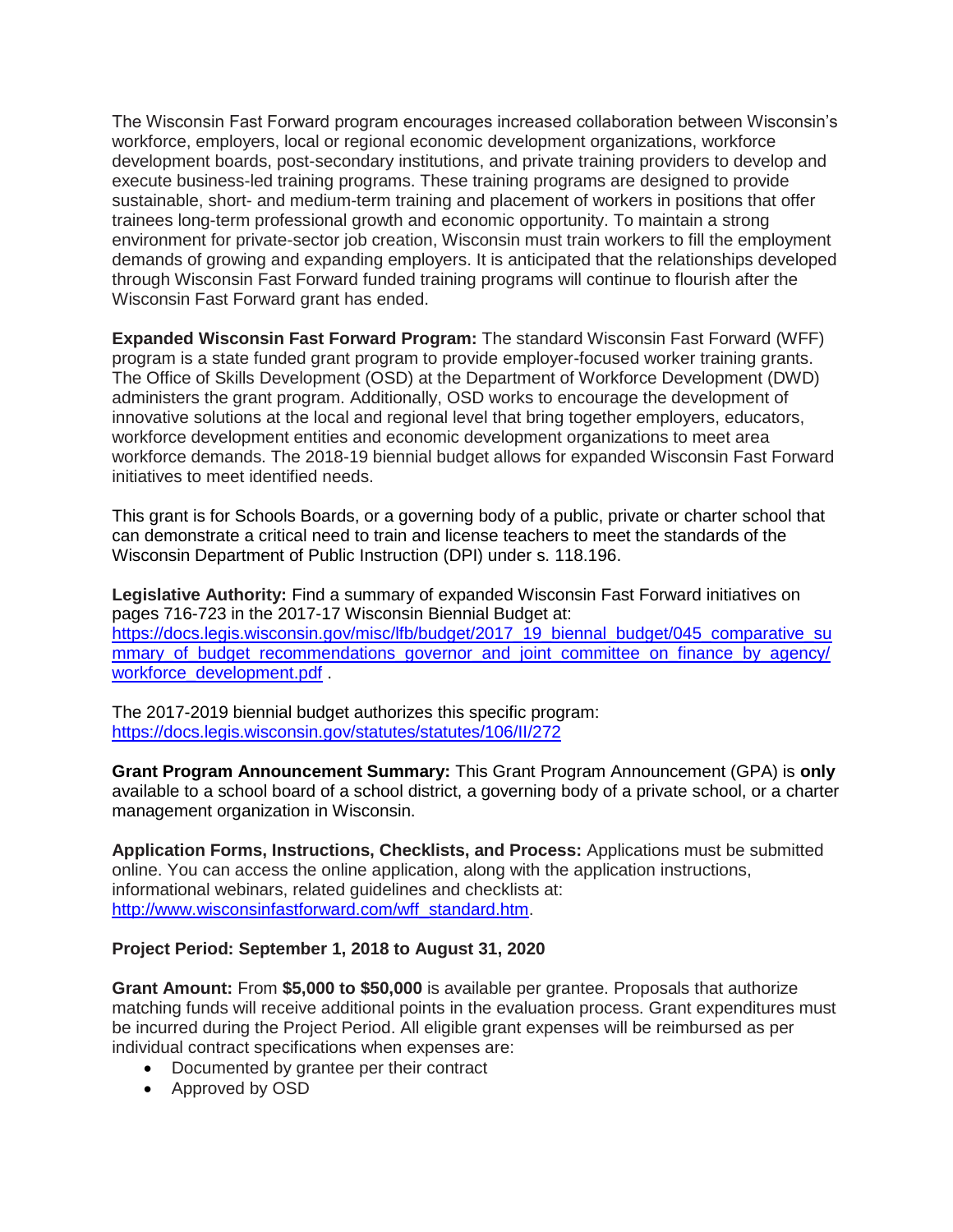The Wisconsin Fast Forward program encourages increased collaboration between Wisconsin's workforce, employers, local or regional economic development organizations, workforce development boards, post-secondary institutions, and private training providers to develop and execute business-led training programs. These training programs are designed to provide sustainable, short- and medium-term training and placement of workers in positions that offer trainees long-term professional growth and economic opportunity. To maintain a strong environment for private-sector job creation, Wisconsin must train workers to fill the employment demands of growing and expanding employers. It is anticipated that the relationships developed through Wisconsin Fast Forward funded training programs will continue to flourish after the Wisconsin Fast Forward grant has ended.

**Expanded Wisconsin Fast Forward Program:** The standard Wisconsin Fast Forward (WFF) program is a state funded grant program to provide employer-focused worker training grants. The Office of Skills Development (OSD) at the Department of Workforce Development (DWD) administers the grant program. Additionally, OSD works to encourage the development of innovative solutions at the local and regional level that bring together employers, educators, workforce development entities and economic development organizations to meet area workforce demands. The 2018-19 biennial budget allows for expanded Wisconsin Fast Forward initiatives to meet identified needs.

This grant is for Schools Boards, or a governing body of a public, private or charter school that can demonstrate a critical need to train and license teachers to meet the standards of the Wisconsin Department of Public Instruction (DPI) under s. 118.196.

**Legislative Authority:** Find a summary of expanded Wisconsin Fast Forward initiatives on pages 716-723 in the 2017-17 Wisconsin Biennial Budget at: [https://docs.legis.wisconsin.gov/misc/lfb/budget/2017_19_biennal_budget/045_comparative_summary_of_budget_recommendations_governor_and_joint_committee_on_finance_by_agency/workforce_development.pdf](https://docs.legis.wisconsin.gov/misc/lfb/budget/2017_19_biennal_budget/045_comparative_summary_of_budget_recommendations_governor_and_joint_committee_on_finance_by_agency/workforce_development.pdf) .

The 2017-2019 biennial budget authorizes this specific program: [https://docs.legis.wisconsin.gov/statutes/statutes/106/II/272](https://docs.legis.wisconsin.gov/statutes/statutes/106/II/272)

**Grant Program Announcement Summary:** This Grant Program Announcement (GPA) is **only** available to a school board of a school district, a governing body of a private school, or a charter management organization in Wisconsin.

**Application Forms, Instructions, Checklists, and Process:** Applications must be submitted online. You can access the online application, along with the application instructions, informational webinars, related guidelines and checklists at: [http://www.wisconsinfastforward.com/wff_standard.htm](http://www.wisconsinfastforward.com/wff_standard.htm).

**Project Period: September 1, 2018 to August 31, 2020**

**Grant Amount:** From **$5,000 to $50,000** is available per grantee. Proposals that authorize matching funds will receive additional points in the evaluation process. Grant expenditures must be incurred during the Project Period. All eligible grant expenses will be reimbursed as per individual contract specifications when expenses are:

- Documented by grantee per their contract
- Approved by OSD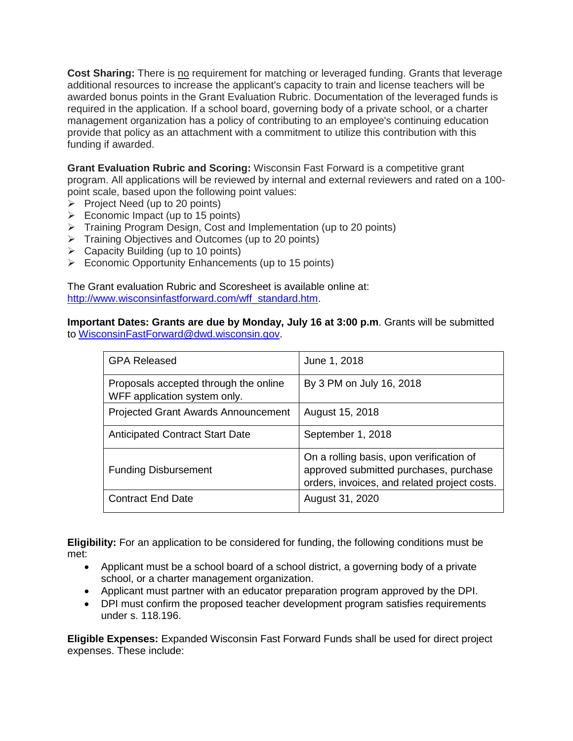**Cost Sharing:** There is no requirement for matching or leveraged funding. Grants that leverage additional resources to increase the applicant's capacity to train and license teachers will be awarded bonus points in the Grant Evaluation Rubric. Documentation of the leveraged funds is required in the application. If a school board, governing body of a private school, or a charter management organization has a policy of contributing to an employee's continuing education provide that policy as an attachment with a commitment to utilize this contribution with this funding if awarded.

**Grant Evaluation Rubric and Scoring:** Wisconsin Fast Forward is a competitive grant program. All applications will be reviewed by internal and external reviewers and rated on a 100-point scale, based upon the following point values:

- Project Need (up to 20 points)
- Economic Impact (up to 15 points)
- Training Program Design, Cost and Implementation (up to 20 points)
- Training Objectives and Outcomes (up to 20 points)
- Capacity Building (up to 10 points)
- Economic Opportunity Enhancements (up to 15 points)

The Grant evaluation Rubric and Scoresheet is available online at: http://www.wisconsinfastforward.com/wff_standard.htm.

**Important Dates: Grants are due by Monday, July 16 at 3:00 p.m**. Grants will be submitted to WisconsinFastForward@dwd.wisconsin.gov.

| | |
|---|---|
| GPA Released | June 1, 2018 |
| Proposals accepted through the online WFF application system only. | By 3 PM on July 16, 2018 |
| Projected Grant Awards Announcement | August 15, 2018 |
| Anticipated Contract Start Date | September 1, 2018 |
| Funding Disbursement | On a rolling basis, upon verification of approved submitted purchases, purchase orders, invoices, and related project costs. |
| Contract End Date | August 31, 2020 |

**Eligibility:** For an application to be considered for funding, the following conditions must be met:

- Applicant must be a school board of a school district, a governing body of a private school, or a charter management organization.
- Applicant must partner with an educator preparation program approved by the DPI.
- DPI must confirm the proposed teacher development program satisfies requirements under s. 118.196.

**Eligible Expenses:** Expanded Wisconsin Fast Forward Funds shall be used for direct project expenses. These include: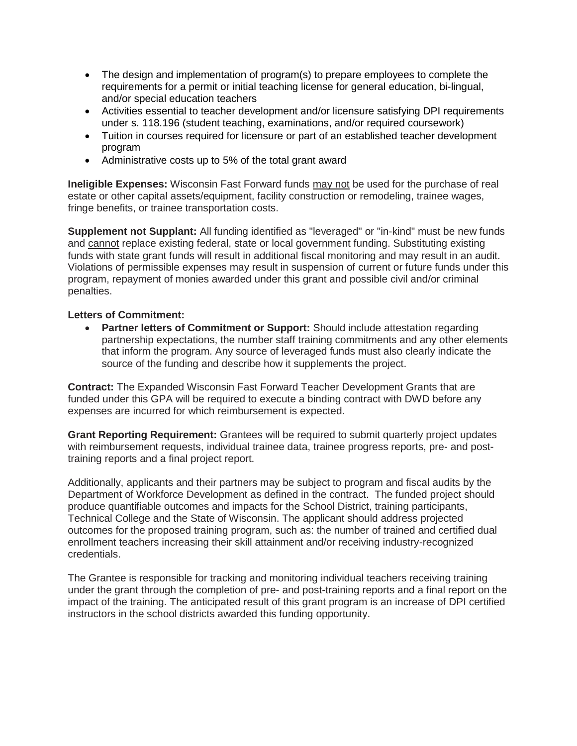- The design and implementation of program(s) to prepare employees to complete the requirements for a permit or initial teaching license for general education, bi-lingual, and/or special education teachers
- Activities essential to teacher development and/or licensure satisfying DPI requirements under s. 118.196 (student teaching, examinations, and/or required coursework)
- Tuition in courses required for licensure or part of an established teacher development program
- Administrative costs up to 5% of the total grant award

**Ineligible Expenses:** Wisconsin Fast Forward funds may not be used for the purchase of real estate or other capital assets/equipment, facility construction or remodeling, trainee wages, fringe benefits, or trainee transportation costs.

**Supplement not Supplant:** All funding identified as "leveraged" or "in-kind" must be new funds and cannot replace existing federal, state or local government funding. Substituting existing funds with state grant funds will result in additional fiscal monitoring and may result in an audit. Violations of permissible expenses may result in suspension of current or future funds under this program, repayment of monies awarded under this grant and possible civil and/or criminal penalties.

**Letters of Commitment:**

- **Partner letters of Commitment or Support:** Should include attestation regarding partnership expectations, the number staff training commitments and any other elements that inform the program. Any source of leveraged funds must also clearly indicate the source of the funding and describe how it supplements the project.

**Contract:** The Expanded Wisconsin Fast Forward Teacher Development Grants that are funded under this GPA will be required to execute a binding contract with DWD before any expenses are incurred for which reimbursement is expected.

**Grant Reporting Requirement:** Grantees will be required to submit quarterly project updates with reimbursement requests, individual trainee data, trainee progress reports, pre- and post-training reports and a final project report.

Additionally, applicants and their partners may be subject to program and fiscal audits by the Department of Workforce Development as defined in the contract. The funded project should produce quantifiable outcomes and impacts for the School District, training participants, Technical College and the State of Wisconsin. The applicant should address projected outcomes for the proposed training program, such as: the number of trained and certified dual enrollment teachers increasing their skill attainment and/or receiving industry-recognized credentials.

The Grantee is responsible for tracking and monitoring individual teachers receiving training under the grant through the completion of pre- and post-training reports and a final report on the impact of the training. The anticipated result of this grant program is an increase of DPI certified instructors in the school districts awarded this funding opportunity.